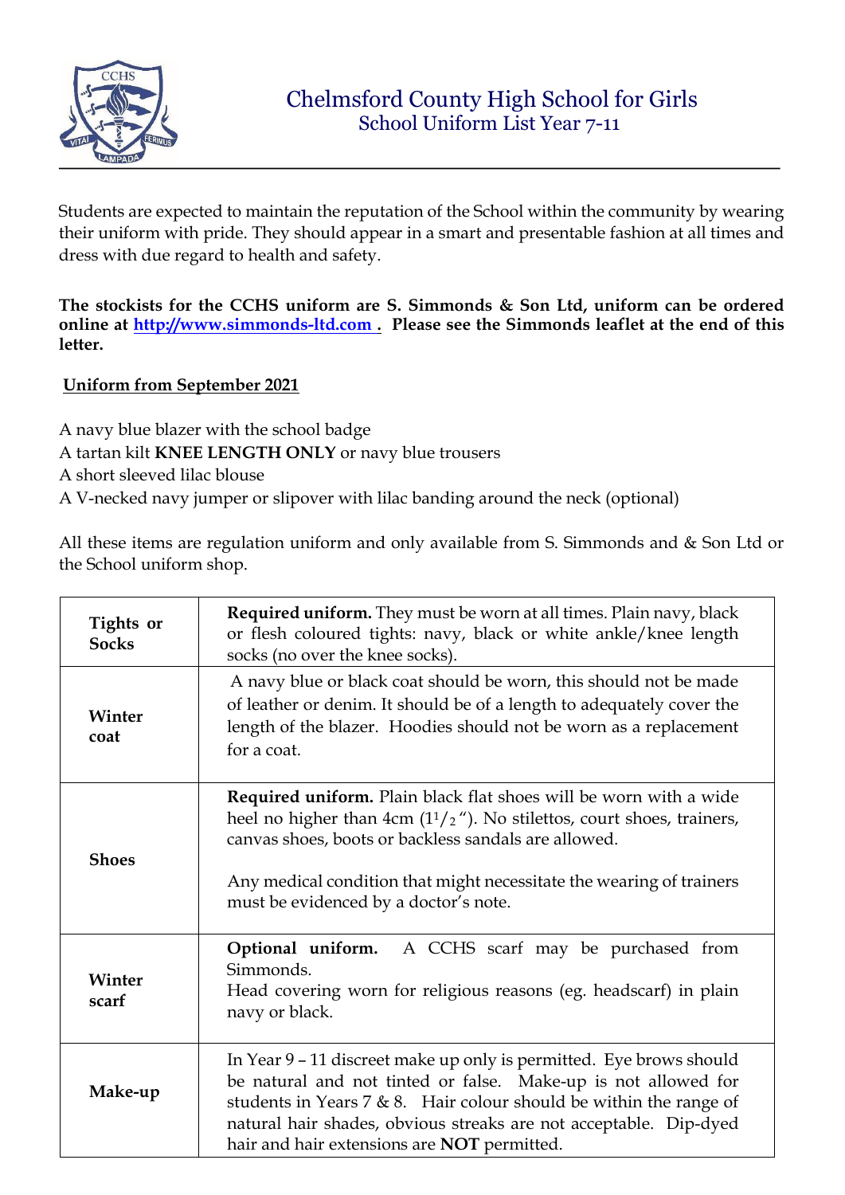# Chelmsford County High School for Girls

## School Uniform List Year 7-11

Students are expected to maintain the reputation of the School within the community by wearing their uniform with pride. They should appear in a smart and presentable fashion at all times and dress with due regard to health and safety.

**The stockists for the CCHS uniform are S. Simmonds & Son Ltd, uniform can be ordered online at [http://www.simmonds-ltd.com](http://www.simmonds-ltd.com) . Please see the Simmonds leaflet at the end of this letter.**

**Uniform from September 2021**

A navy blue blazer with the school badge
A tartan kilt **KNEE LENGTH ONLY** or navy blue trousers
A short sleeved lilac blouse
A V-necked navy jumper or slipover with lilac banding around the neck (optional)

All these items are regulation uniform and only available from S. Simmonds and & Son Ltd or the School uniform shop.

| | |
|---|---|
| **Tights or Socks** | **Required uniform.** They must be worn at all times. Plain navy, black or flesh coloured tights: navy, black or white ankle/knee length socks (no over the knee socks). |
| **Winter coat** | A navy blue or black coat should be worn, this should not be made of leather or denim. It should be of a length to adequately cover the length of the blazer. Hoodies should not be worn as a replacement for a coat. |
| **Shoes** | **Required uniform.** Plain black flat shoes will be worn with a wide heel no higher than 4cm ($1^1/_2$"). No stilettos, court shoes, trainers, canvas shoes, boots or backless sandals are allowed.<br><br>Any medical condition that might necessitate the wearing of trainers must be evidenced by a doctor's note. |
| **Winter scarf** | **Optional uniform.** A CCHS scarf may be purchased from Simmonds.<br>Head covering worn for religious reasons (eg. headscarf) in plain navy or black. |
| **Make-up** | In Year 9 – 11 discreet make up only is permitted. Eye brows should be natural and not tinted or false. Make-up is not allowed for students in Years 7 & 8. Hair colour should be within the range of natural hair shades, obvious streaks are not acceptable. Dip-dyed hair and hair extensions are **NOT** permitted. |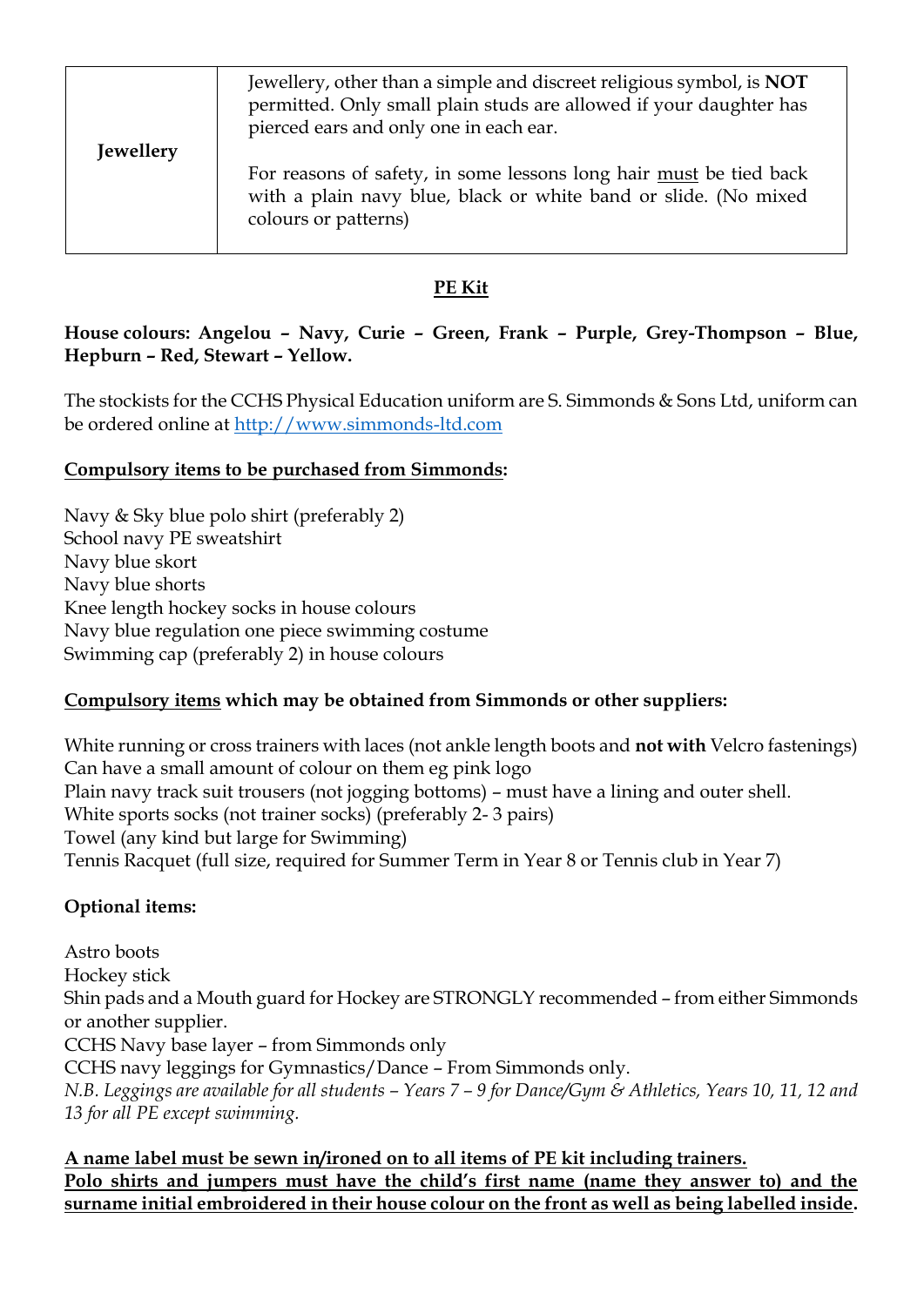| | |
|---|---|
| **Jewellery** | Jewellery, other than a simple and discreet religious symbol, is **NOT** permitted. Only small plain studs are allowed if your daughter has pierced ears and only one in each ear.<br><br>For reasons of safety, in some lessons long hair <u>must</u> be tied back with a plain navy blue, black or white band or slide. (No mixed colours or patterns) |

## <u>PE Kit</u>

**House colours: Angelou – Navy, Curie – Green, Frank – Purple, Grey-Thompson – Blue, Hepburn – Red, Stewart – Yellow.**

The stockists for the CCHS Physical Education uniform are S. Simmonds & Sons Ltd, uniform can be ordered online at [http://www.simmonds-ltd.com](http://www.simmonds-ltd.com)

**<u>Compulsory items to be purchased from Simmonds</u>:**

Navy & Sky blue polo shirt (preferably 2)
School navy PE sweatshirt
Navy blue skort
Navy blue shorts
Knee length hockey socks in house colours
Navy blue regulation one piece swimming costume
Swimming cap (preferably 2) in house colours

**<u>Compulsory items</u> which may be obtained from Simmonds or other suppliers:**

White running or cross trainers with laces (not ankle length boots and **not with** Velcro fastenings)
Can have a small amount of colour on them eg pink logo
Plain navy track suit trousers (not jogging bottoms) – must have a lining and outer shell.
White sports socks (not trainer socks) (preferably 2- 3 pairs)
Towel (any kind but large for Swimming)
Tennis Racquet (full size, required for Summer Term in Year 8 or Tennis club in Year 7)

**Optional items:**

Astro boots
Hockey stick
Shin pads and a Mouth guard for Hockey are STRONGLY recommended – from either Simmonds or another supplier.
CCHS Navy base layer – from Simmonds only
CCHS navy leggings for Gymnastics/Dance – From Simmonds only.
*N.B. Leggings are available for all students – Years 7 – 9 for Dance/Gym & Athletics, Years 10, 11, 12 and 13 for all PE except swimming.*

**<u>A name label must be sewn in/ironed on to all items of PE kit including trainers.</u>**
**<u>Polo shirts and jumpers must have the child's first name (name they answer to) and the surname initial embroidered in their house colour on the front as well as being labelled inside</u>.**